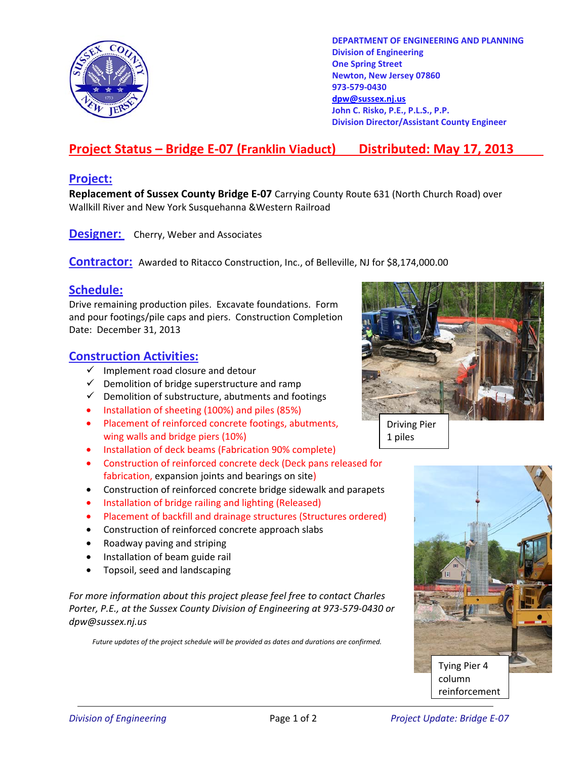DEPARTMENT OF ENGINEERING AND PLANNING
Division of Engineering
One Spring Street
Newton, New Jersey 07860
973-579-0430
dpw@sussex.nj.us
John C. Risko, P.E., P.L.S., P.P.
Division Director/Assistant County Engineer

# Project Status – Bridge E-07 (Franklin Viaduct) Distributed: May 17, 2013

## Project:

**Replacement of Sussex County Bridge E-07** Carrying County Route 631 (North Church Road) over Wallkill River and New York Susquehanna &Western Railroad

## Designer:

Cherry, Weber and Associates

## Contractor:

Awarded to Ritacco Construction, Inc., of Belleville, NJ for $8,174,000.00

## Schedule:

Drive remaining production piles. Excavate foundations. Form and pour footings/pile caps and piers. Construction Completion Date: December 31, 2013

Driving Pier 1 piles

## Construction Activities:

- ✓ Implement road closure and detour
- ✓ Demolition of bridge superstructure and ramp
- ✓ Demolition of substructure, abutments and footings
- Installation of sheeting (100%) and piles (85%)
- Placement of reinforced concrete footings, abutments, wing walls and bridge piers (10%)
- Installation of deck beams (Fabrication 90% complete)
- Construction of reinforced concrete deck (Deck pans released for fabrication, expansion joints and bearings on site)
- Construction of reinforced concrete bridge sidewalk and parapets
- Installation of bridge railing and lighting (Released)
- Placement of backfill and drainage structures (Structures ordered)
- Construction of reinforced concrete approach slabs
- Roadway paving and striping
- Installation of beam guide rail
- Topsoil, seed and landscaping

Tying Pier 4 column reinforcement

*For more information about this project please feel free to contact Charles Porter, P.E., at the Sussex County Division of Engineering at 973-579-0430 or dpw@sussex.nj.us*

*Future updates of the project schedule will be provided as dates and durations are confirmed.*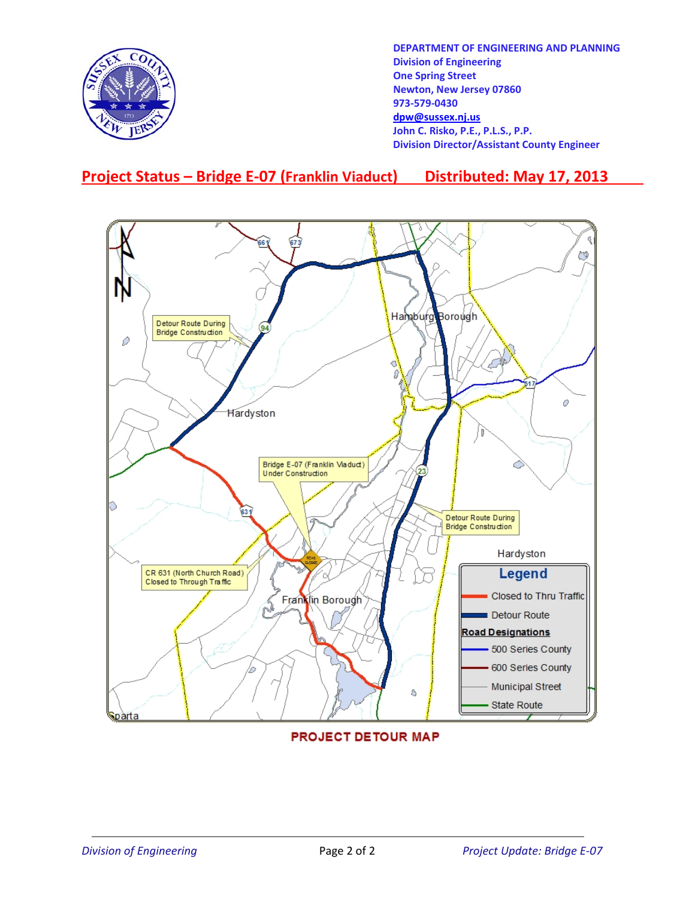**DEPARTMENT OF ENGINEERING AND PLANNING**
**Division of Engineering**
**One Spring Street**
**Newton, New Jersey 07860**
**973-579-0430**
**dpw@sussex.nj.us**
**John C. Risko, P.E., P.L.S., P.P.**
**Division Director/Assistant County Engineer**

## Project Status – Bridge E-07 (Franklin Viaduct) Distributed: May 17, 2013

Detour Route During Bridge Construction

Hamburg Borough

Hardyston

Bridge E-07 (Franklin Viaduct) Under Construction

Detour Route During Bridge Construction

Hardyston

CR 631 (North Church Road) Closed to Through Traffic

Franklin Borough

Sparta

661 673 94 517 23 631

**Legend**

Closed to Thru Traffic

Detour Route

**Road Designations**

500 Series County

600 Series County

Municipal Street

State Route

**PROJECT DETOUR MAP**